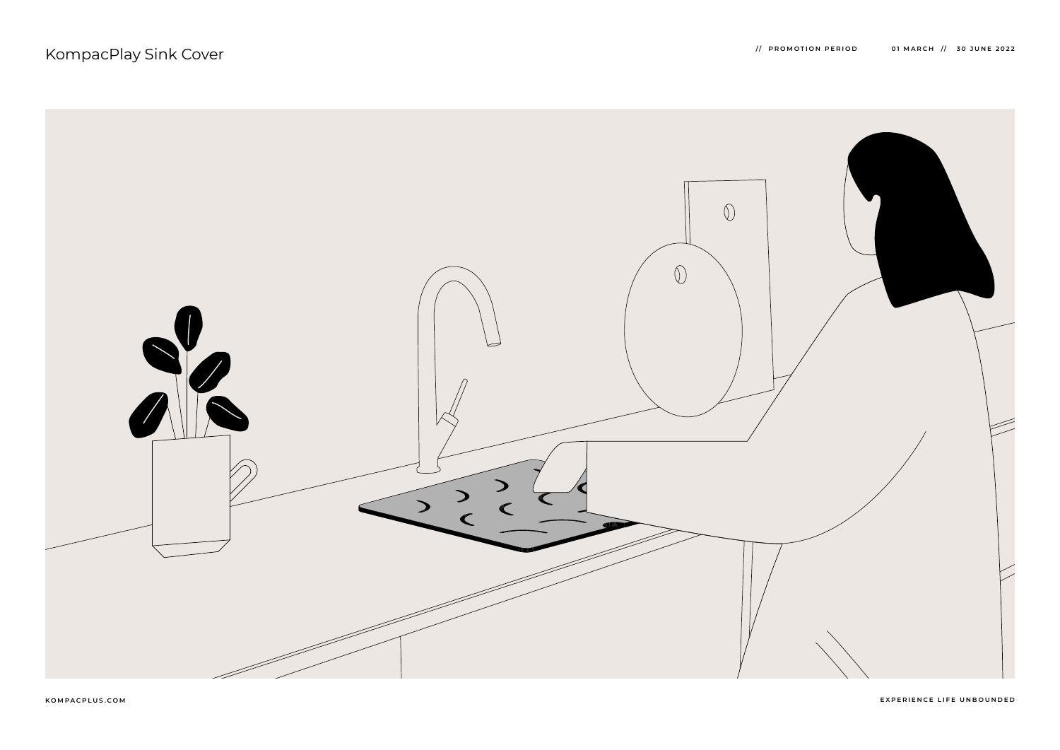# KompacPlay Sink Cover

// PROMOTION PERIOD 01 MARCH // 30 JUNE 2022

KOMPACPLUS.COM

EXPERIENCE LIFE UNBOUNDED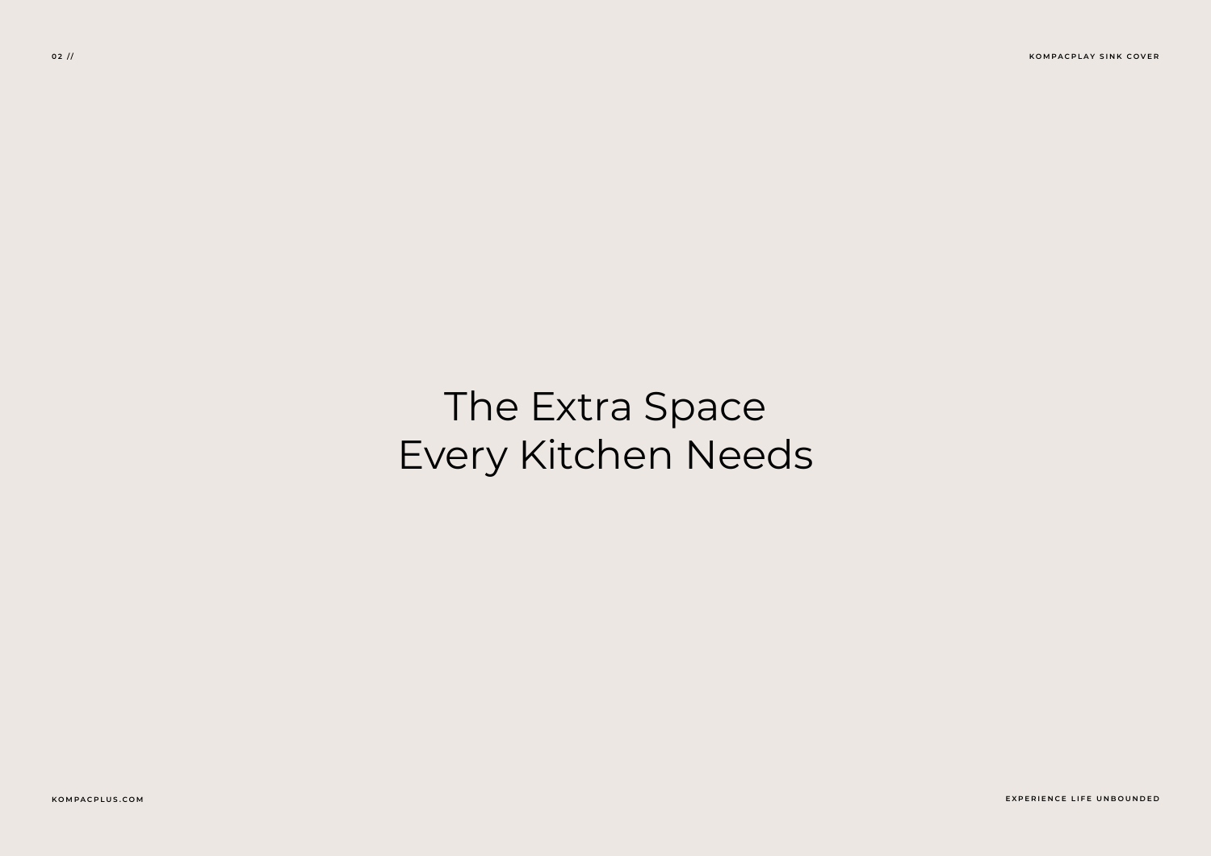# The Extra Space Every Kitchen Needs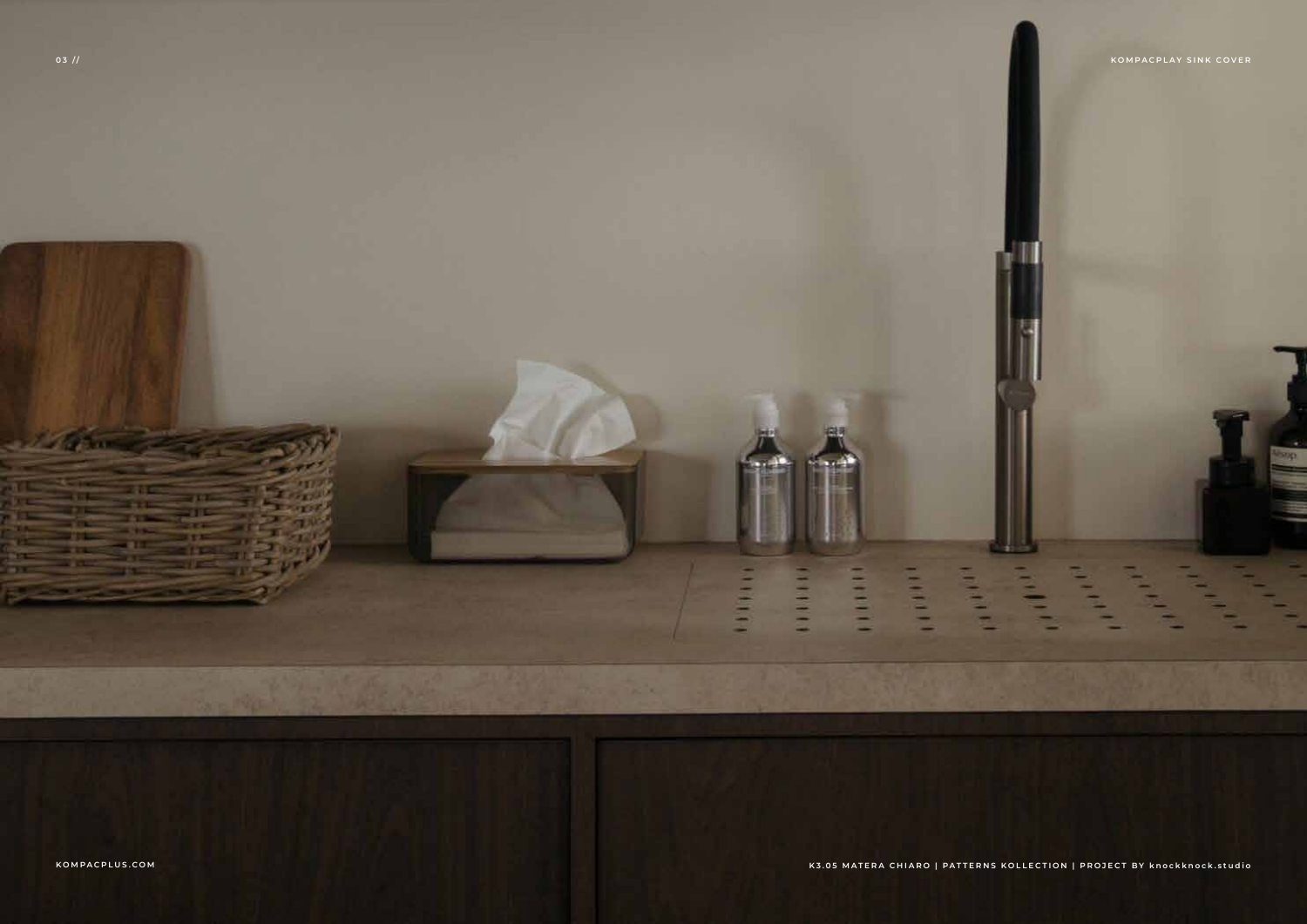KOMPACPLAY SINK COVER

KOMPACPLUS.COM

K3.05 MATERA CHIARO | PATTERNS KOLLECTION | PROJECT BY knockknock.studio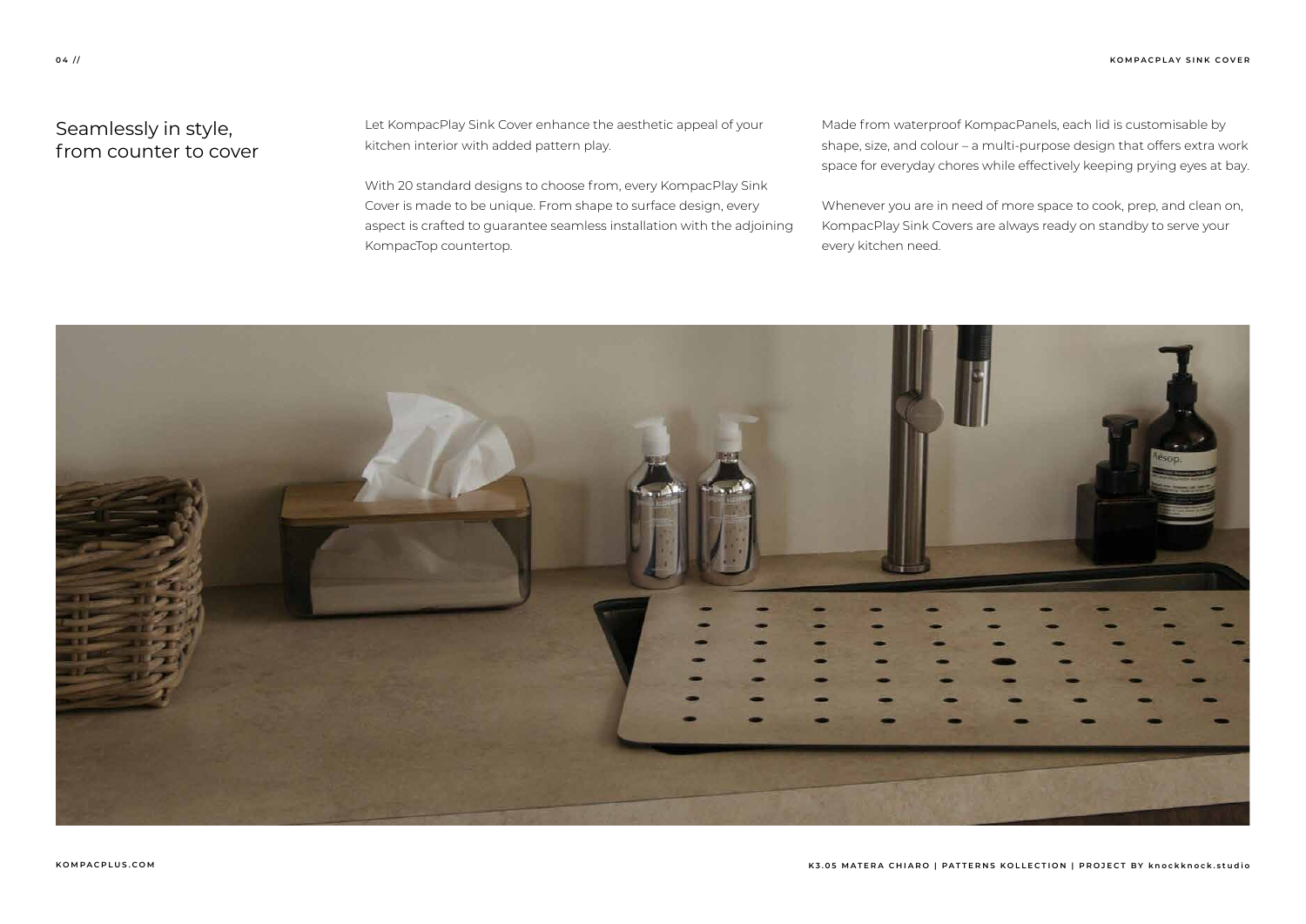## Seamlessly in style, from counter to cover

Let KompacPlay Sink Cover enhance the aesthetic appeal of your kitchen interior with added pattern play.

With 20 standard designs to choose from, every KompacPlay Sink Cover is made to be unique. From shape to surface design, every aspect is crafted to guarantee seamless installation with the adjoining KompacTop countertop.

Made from waterproof KompacPanels, each lid is customisable by shape, size, and colour – a multi-purpose design that offers extra work space for everyday chores while effectively keeping prying eyes at bay.

Whenever you are in need of more space to cook, prep, and clean on, KompacPlay Sink Covers are always ready on standby to serve your every kitchen need.

K3.05 MATERA CHIARO | PATTERNS KOLLECTION | PROJECT BY knockknock.studio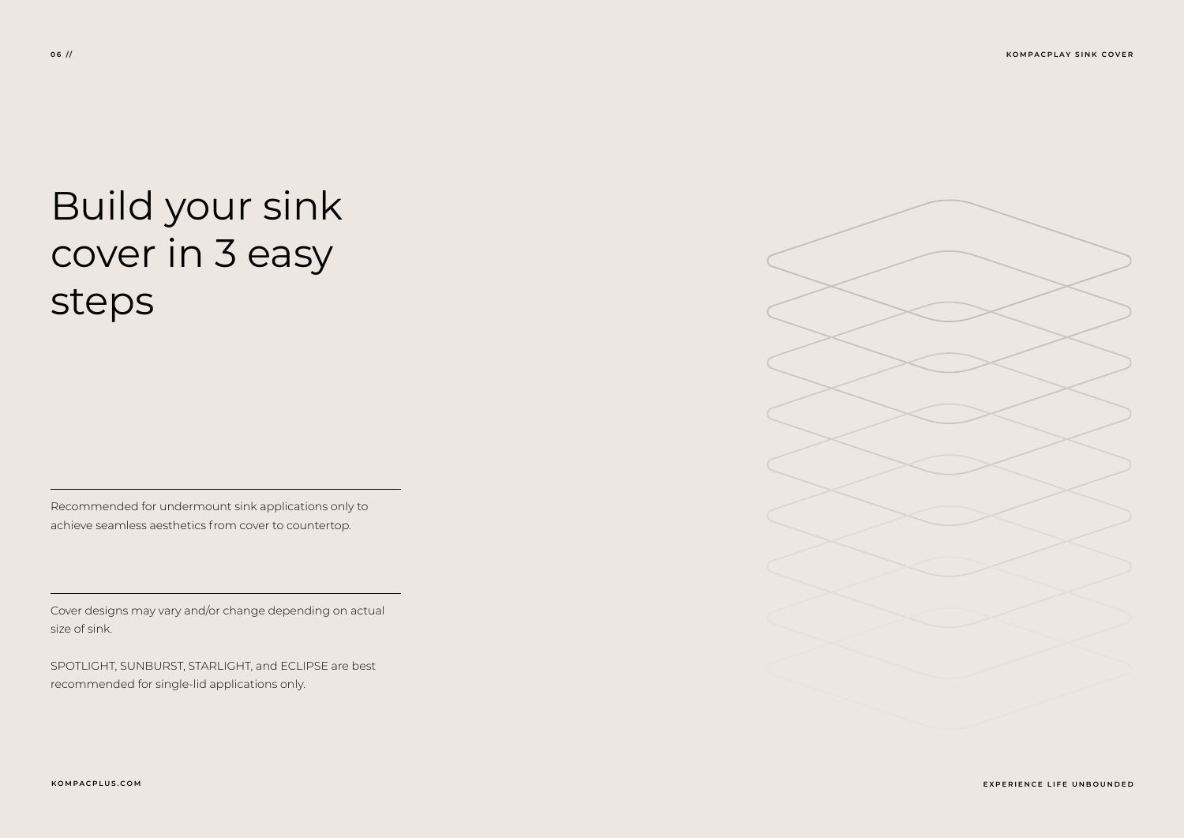# Build your sink cover in 3 easy steps

---

Recommended for undermount sink applications only to achieve seamless aesthetics from cover to countertop.

---

Cover designs may vary and/or change depending on actual size of sink.

SPOTLIGHT, SUNBURST, STARLIGHT, and ECLIPSE are best recommended for single-lid applications only.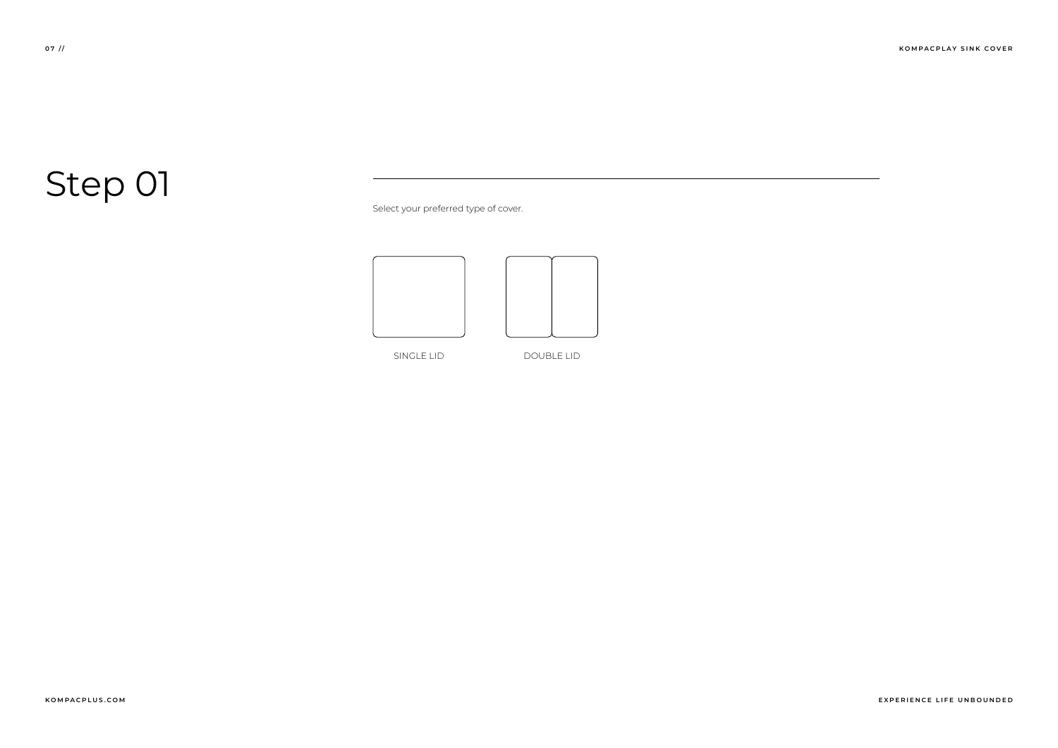# Step 01

Select your preferred type of cover.

SINGLE LID

DOUBLE LID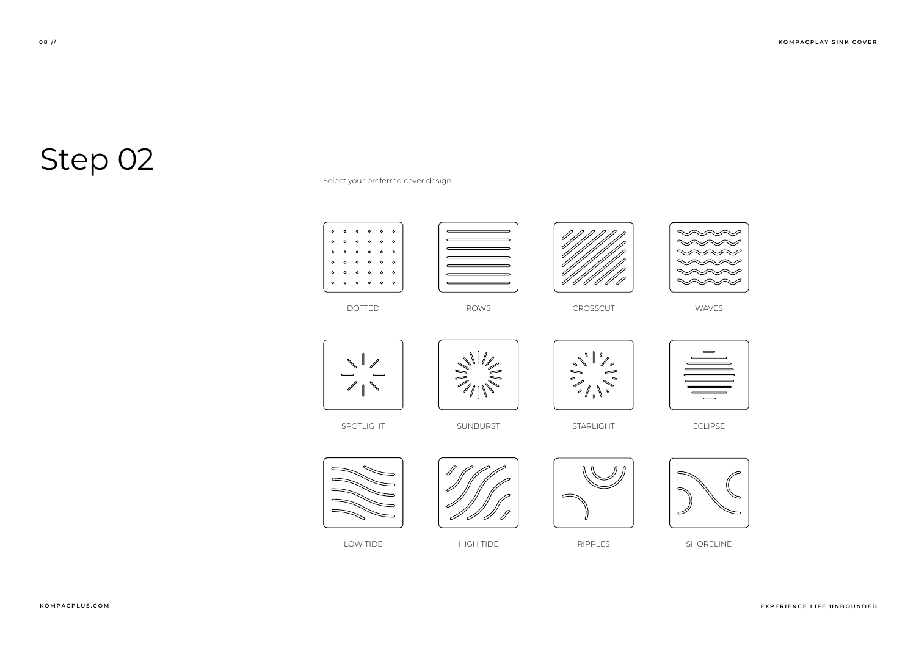# Step 02

Select your preferred cover design.

DOTTED

ROWS

CROSSCUT

WAVES

SPOTLIGHT

SUNBURST

STARLIGHT

ECLIPSE

LOW TIDE

HIGH TIDE

RIPPLES

SHORELINE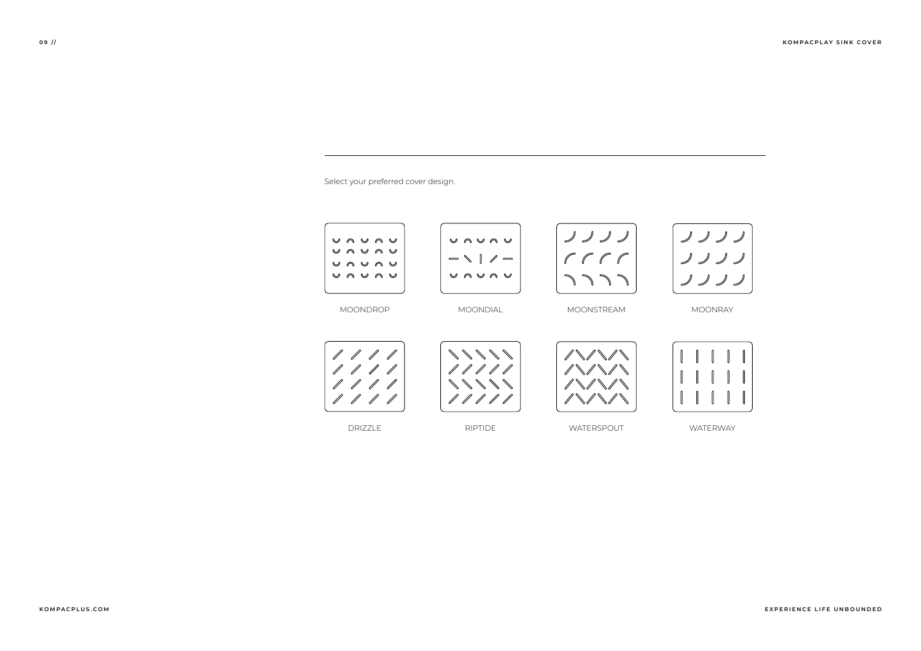Select your preferred cover design.

MOONDROP

MOONDIAL

MOONSTREAM

MOONRAY

DRIZZLE

RIPTIDE

WATERSPOUT

WATERWAY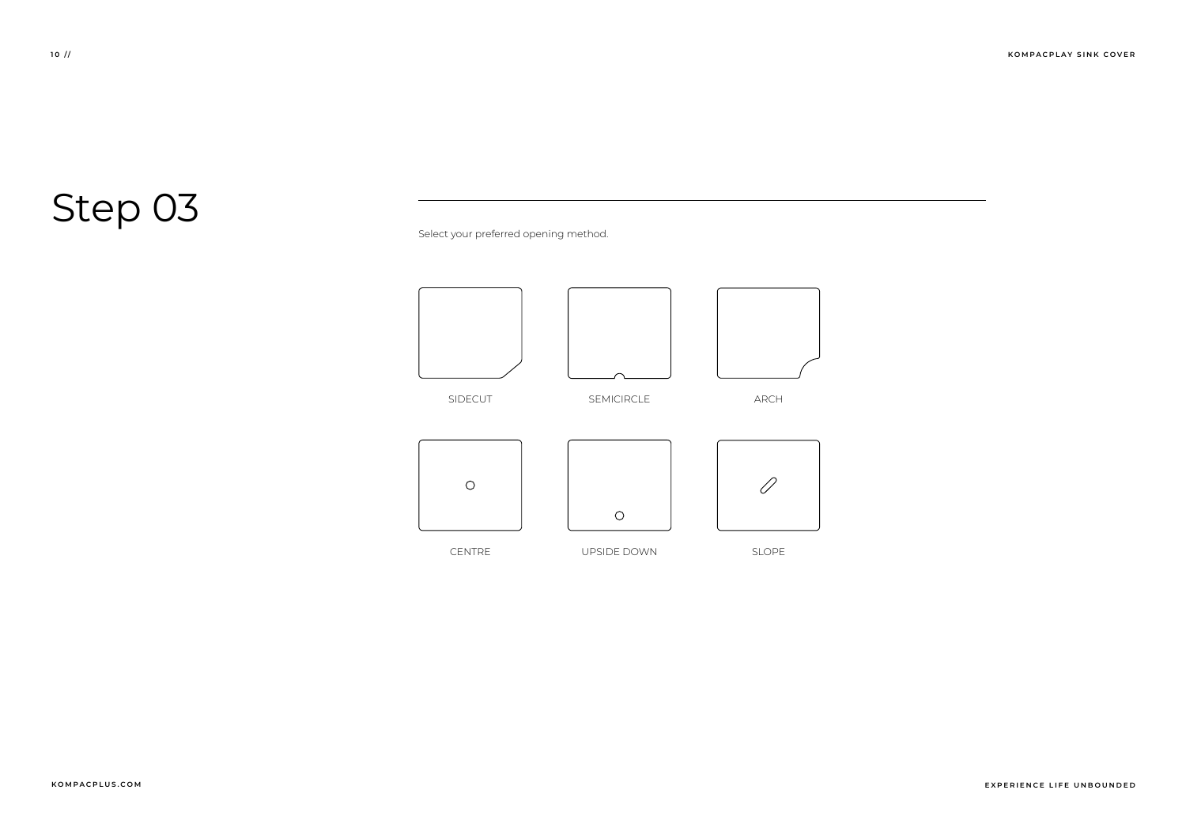# Step 03

Select your preferred opening method.

SIDECUT

SEMICIRCLE

ARCH

CENTRE

UPSIDE DOWN

SLOPE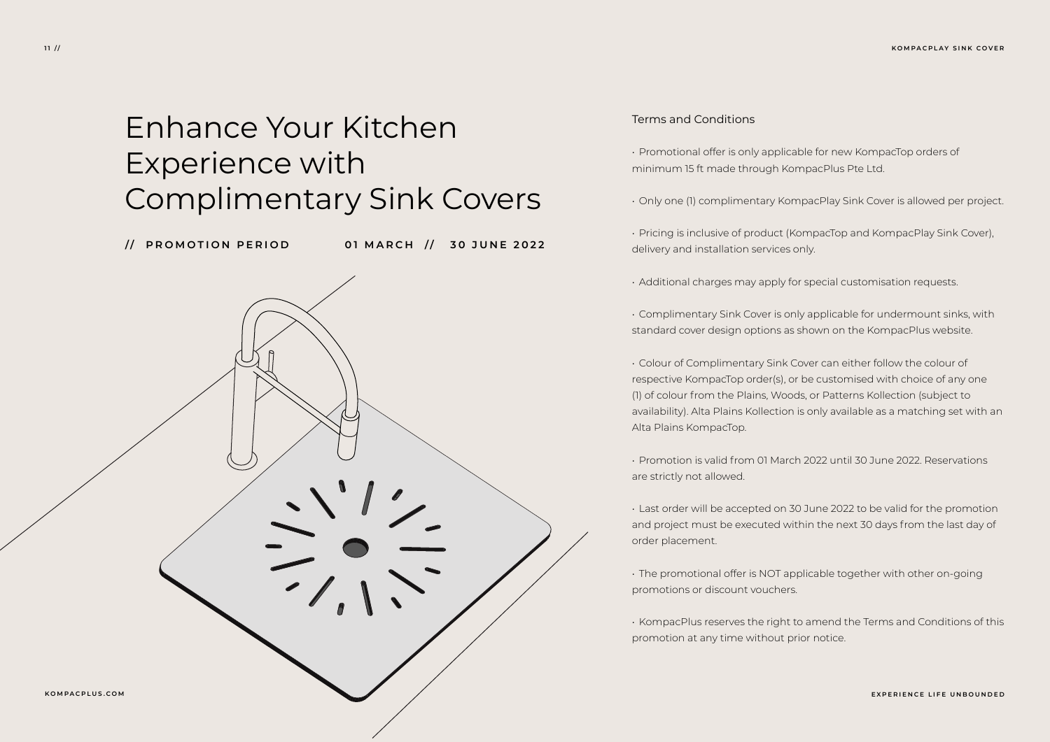# Enhance Your Kitchen Experience with Complimentary Sink Covers

**// PROMOTION PERIOD 01 MARCH // 30 JUNE 2022**

## Terms and Conditions

- Promotional offer is only applicable for new KompacTop orders of minimum 15 ft made through KompacPlus Pte Ltd.
- Only one (1) complimentary KompacPlay Sink Cover is allowed per project.
- Pricing is inclusive of product (KompacTop and KompacPlay Sink Cover), delivery and installation services only.
- Additional charges may apply for special customisation requests.
- Complimentary Sink Cover is only applicable for undermount sinks, with standard cover design options as shown on the KompacPlus website.
- Colour of Complimentary Sink Cover can either follow the colour of respective KompacTop order(s), or be customised with choice of any one (1) of colour from the Plains, Woods, or Patterns Kollection (subject to availability). Alta Plains Kollection is only available as a matching set with an Alta Plains KompacTop.
- Promotion is valid from 01 March 2022 until 30 June 2022. Reservations are strictly not allowed.
- Last order will be accepted on 30 June 2022 to be valid for the promotion and project must be executed within the next 30 days from the last day of order placement.
- The promotional offer is NOT applicable together with other on-going promotions or discount vouchers.
- KompacPlus reserves the right to amend the Terms and Conditions of this promotion at any time without prior notice.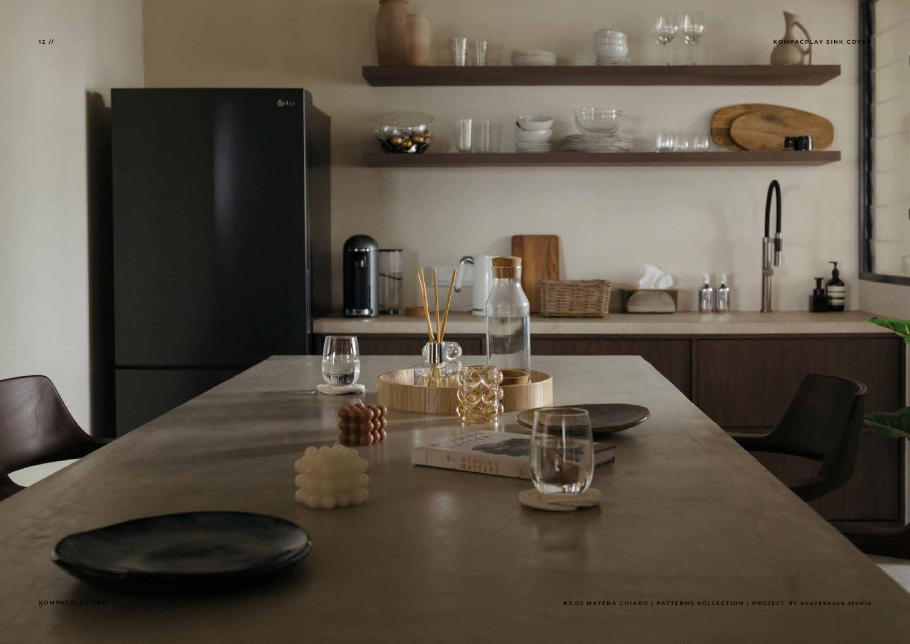KOMPACPLAY SINK COVER

K3.05 MATERA CHIARO | PATTERNS KOLLECTION | PROJECT BY knockknock.studio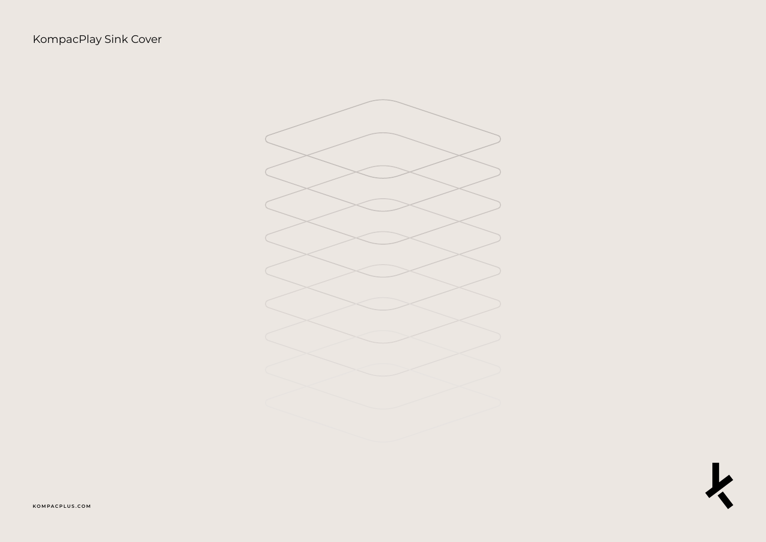KompacPlay Sink Cover

KOMPACPLUS.COM